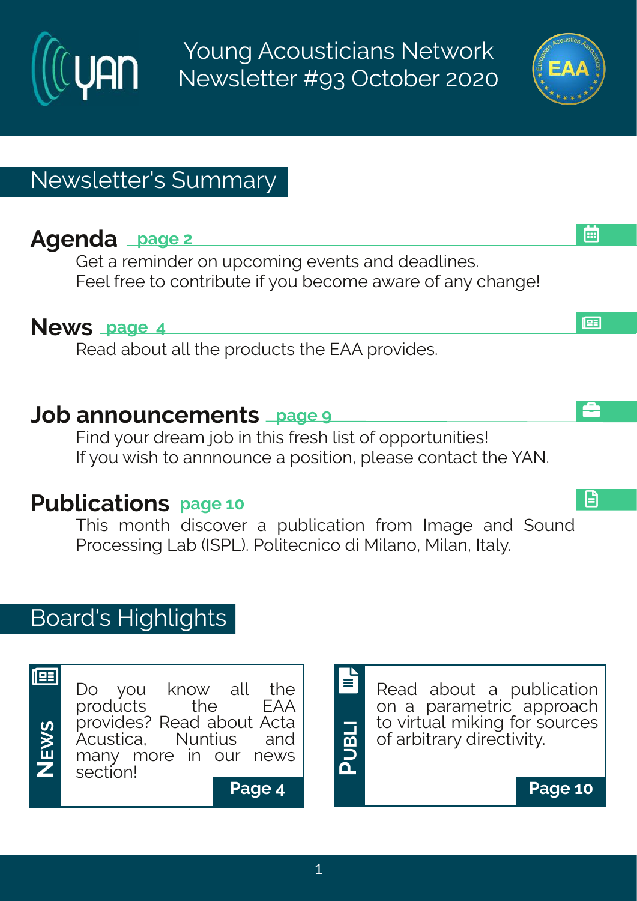# Young Acousticians Network Newsletter #93 October 2020

## Newsletter's Summary

### Agenda page 2

Get a reminder on upcoming events and deadlines.
Feel free to contribute if you become aware of any change!

### News page 4

Read about all the products the EAA provides.

### Job announcements page 9

Find your dream job in this fresh list of opportunities!
If you wish to annnounce a position, please contact the YAN.

### Publications page 10

This month discover a publication from Image and Sound Processing Lab (ISPL). Politecnico di Milano, Milan, Italy.

## Board's Highlights

**NEWS**

Do you know all the products the EAA provides? Read about Acta Acustica, Nuntius and many more in our news section!

**Page 4**

**PUBLI**

Read about a publication on a parametric approach to virtual miking for sources of arbitrary directivity.

**Page 10**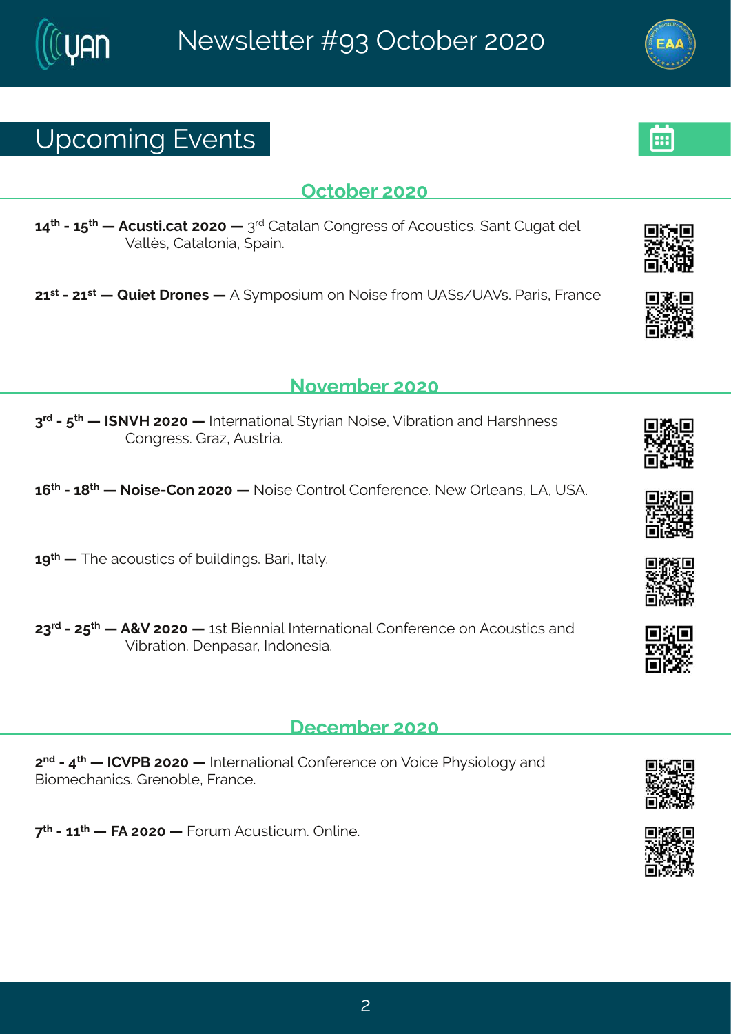## Upcoming Events

### October 2020

**14th - 15th — Acusti.cat 2020 —** 3rd Catalan Congress of Acoustics. Sant Cugat del Vallès, Catalonia, Spain.

**21st - 21st — Quiet Drones —** A Symposium on Noise from UASs/UAVs. Paris, France

### November 2020

**3rd - 5th — ISNVH 2020 —** International Styrian Noise, Vibration and Harshness Congress. Graz, Austria.

**16th - 18th — Noise-Con 2020 —** Noise Control Conference. New Orleans, LA, USA.

**19th —** The acoustics of buildings. Bari, Italy.

**23rd - 25th — A&V 2020 —** 1st Biennial International Conference on Acoustics and Vibration. Denpasar, Indonesia.

### December 2020

**2nd - 4th — ICVPB 2020 —** International Conference on Voice Physiology and Biomechanics. Grenoble, France.

**7th - 11th — FA 2020 —** Forum Acusticum. Online.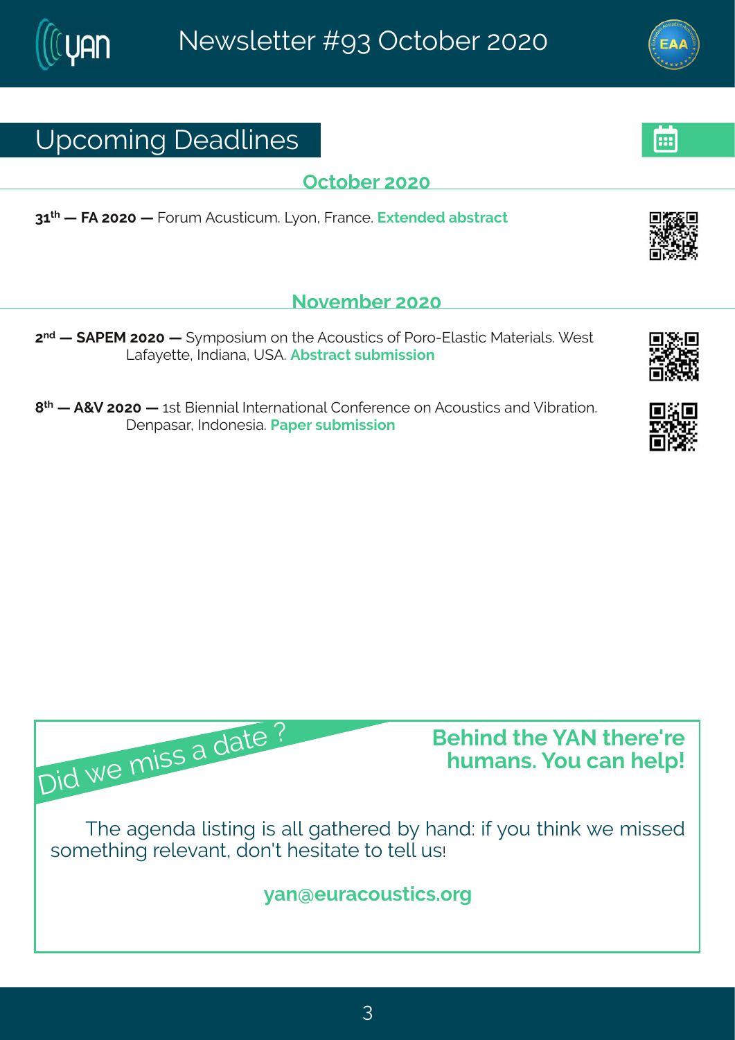## Upcoming Deadlines

### October 2020

**31th — FA 2020 —** Forum Acusticum. Lyon, France. **Extended abstract**

### November 2020

**2nd — SAPEM 2020 —** Symposium on the Acoustics of Poro-Elastic Materials. West Lafayette, Indiana, USA. **Abstract submission**

**8th — A&V 2020 —** 1st Biennial International Conference on Acoustics and Vibration. Denpasar, Indonesia. **Paper submission**

### Did we miss a date ?

**Behind the YAN there're humans. You can help!**

The agenda listing is all gathered by hand: if you think we missed something relevant, don't hesitate to tell us!

**yan@euracoustics.org**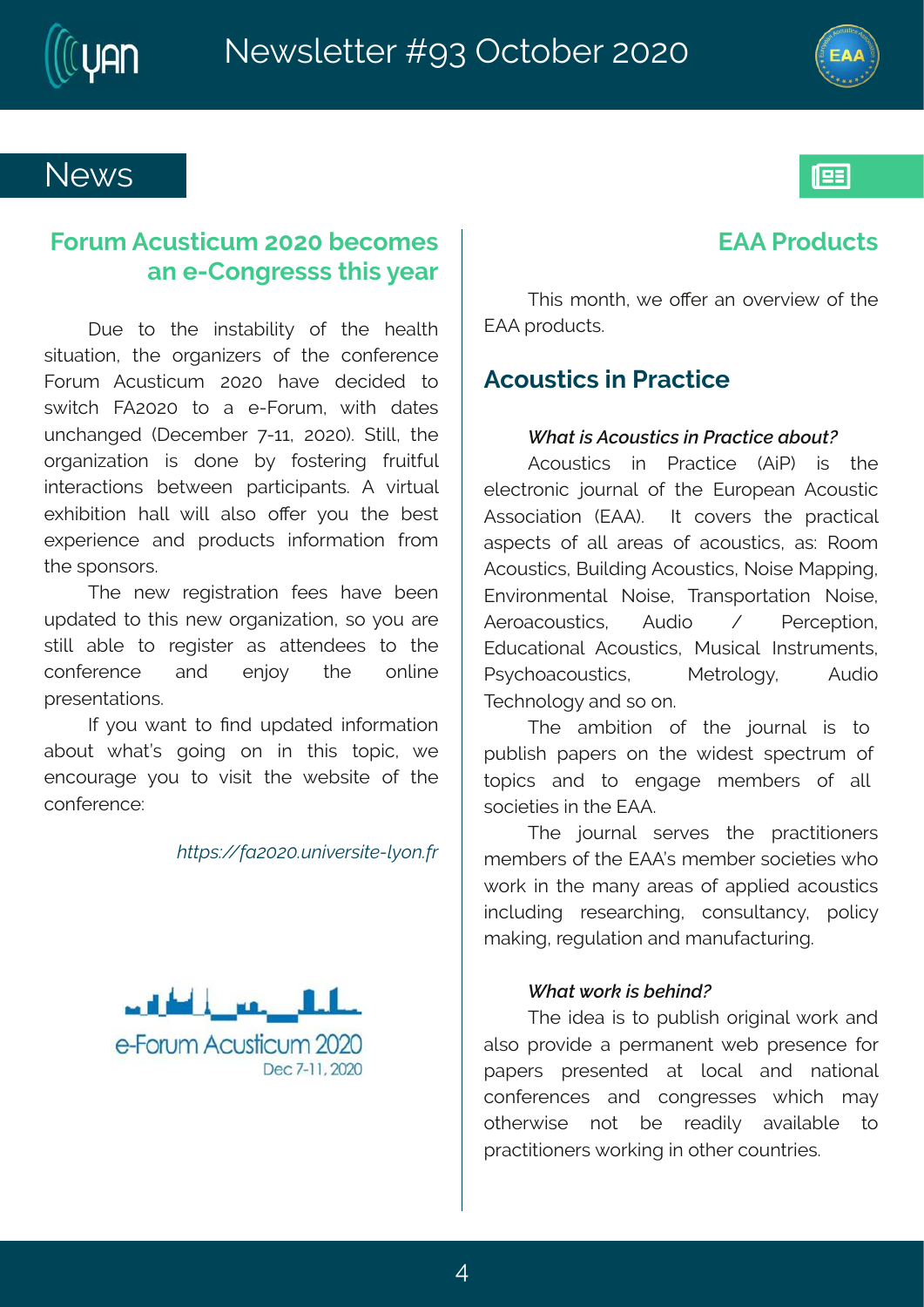## News

### Forum Acusticum 2020 becomes an e-Congresss this year

Due to the instability of the health situation, the organizers of the conference Forum Acusticum 2020 have decided to switch FA2020 to a e-Forum, with dates unchanged (December 7-11, 2020). Still, the organization is done by fostering fruitful interactions between participants. A virtual exhibition hall will also offer you the best experience and products information from the sponsors.

The new registration fees have been updated to this new organization, so you are still able to register as attendees to the conference and enjoy the online presentations.

If you want to find updated information about what's going on in this topic, we encourage you to visit the website of the conference:

*https://fa2020.universite-lyon.fr*

e-Forum Acusticum 2020
Dec 7-11, 2020

### EAA Products

This month, we offer an overview of the EAA products.

## Acoustics in Practice

***What is Acoustics in Practice about?***

Acoustics in Practice (AiP) is the electronic journal of the European Acoustic Association (EAA). It covers the practical aspects of all areas of acoustics, as: Room Acoustics, Building Acoustics, Noise Mapping, Environmental Noise, Transportation Noise, Aeroacoustics, Audio / Perception, Educational Acoustics, Musical Instruments, Psychoacoustics, Metrology, Audio Technology and so on.

The ambition of the journal is to publish papers on the widest spectrum of topics and to engage members of all societies in the EAA.

The journal serves the practitioners members of the EAA's member societies who work in the many areas of applied acoustics including researching, consultancy, policy making, regulation and manufacturing.

***What work is behind?***

The idea is to publish original work and also provide a permanent web presence for papers presented at local and national conferences and congresses which may otherwise not be readily available to practitioners working in other countries.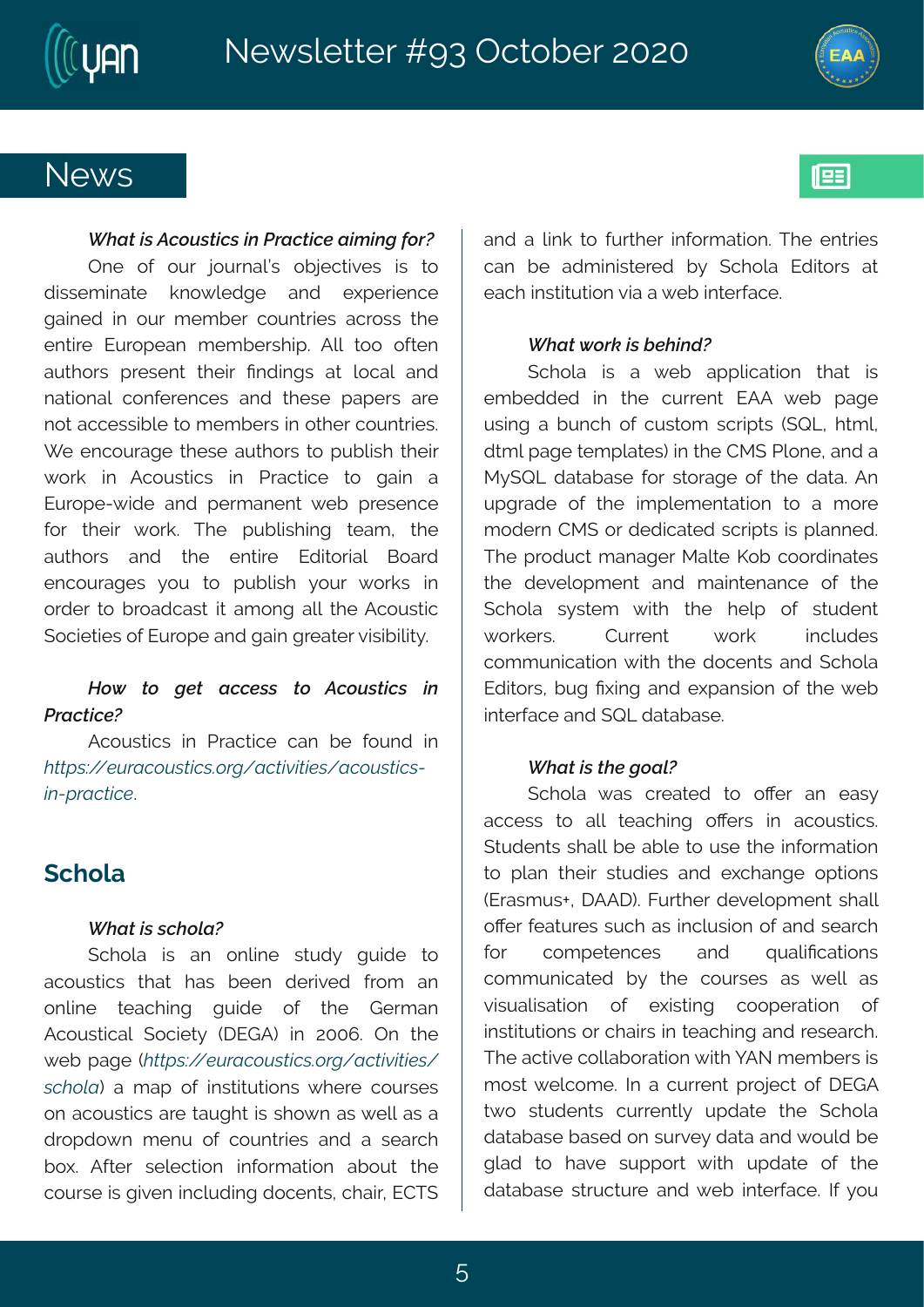## News

***What is Acoustics in Practice aiming for?***

One of our journal's objectives is to disseminate knowledge and experience gained in our member countries across the entire European membership. All too often authors present their findings at local and national conferences and these papers are not accessible to members in other countries. We encourage these authors to publish their work in Acoustics in Practice to gain a Europe-wide and permanent web presence for their work. The publishing team, the authors and the entire Editorial Board encourages you to publish your works in order to broadcast it among all the Acoustic Societies of Europe and gain greater visibility.

***How to get access to Acoustics in Practice?***

Acoustics in Practice can be found in *https://euracoustics.org/activities/acoustics-in-practice*.

## Schola

***What is schola?***

Schola is an online study guide to acoustics that has been derived from an online teaching guide of the German Acoustical Society (DEGA) in 2006. On the web page (*https://euracoustics.org/activities/schola*) a map of institutions where courses on acoustics are taught is shown as well as a dropdown menu of countries and a search box. After selection information about the course is given including docents, chair, ECTS and a link to further information. The entries can be administered by Schola Editors at each institution via a web interface.

***What work is behind?***

Schola is a web application that is embedded in the current EAA web page using a bunch of custom scripts (SQL, html, dtml page templates) in the CMS Plone, and a MySQL database for storage of the data. An upgrade of the implementation to a more modern CMS or dedicated scripts is planned. The product manager Malte Kob coordinates the development and maintenance of the Schola system with the help of student workers. Current work includes communication with the docents and Schola Editors, bug fixing and expansion of the web interface and SQL database.

***What is the goal?***

Schola was created to offer an easy access to all teaching offers in acoustics. Students shall be able to use the information to plan their studies and exchange options (Erasmus+, DAAD). Further development shall offer features such as inclusion of and search for competences and qualifications communicated by the courses as well as visualisation of existing cooperation of institutions or chairs in teaching and research. The active collaboration with YAN members is most welcome. In a current project of DEGA two students currently update the Schola database based on survey data and would be glad to have support with update of the database structure and web interface. If you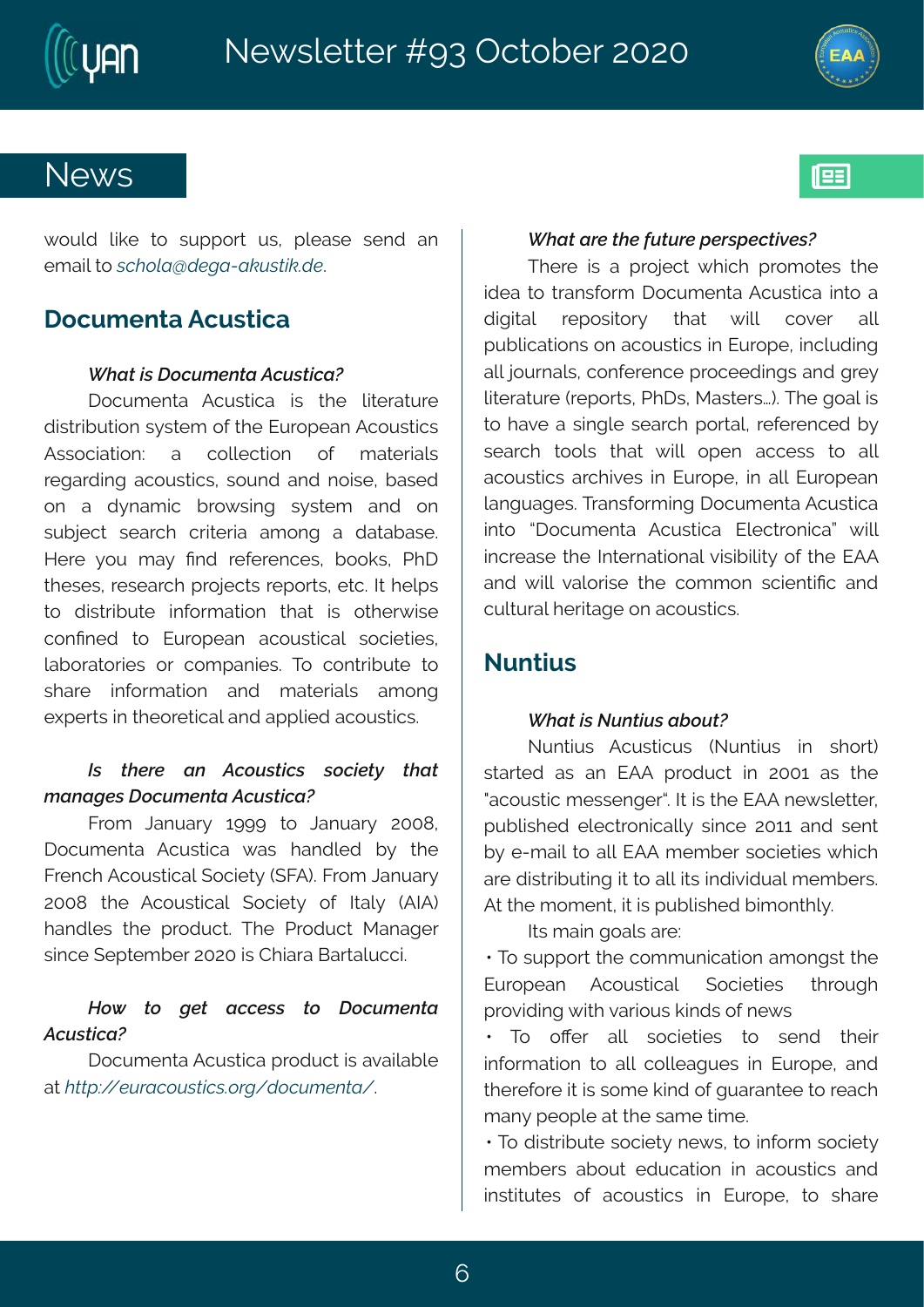## News

would like to support us, please send an email to *schola@dega-akustik.de*.

### Documenta Acustica

***What is Documenta Acustica?***

Documenta Acustica is the literature distribution system of the European Acoustics Association: a collection of materials regarding acoustics, sound and noise, based on a dynamic browsing system and on subject search criteria among a database. Here you may find references, books, PhD theses, research projects reports, etc. It helps to distribute information that is otherwise confined to European acoustical societies, laboratories or companies. To contribute to share information and materials among experts in theoretical and applied acoustics.

***Is there an Acoustics society that manages Documenta Acustica?***

From January 1999 to January 2008, Documenta Acustica was handled by the French Acoustical Society (SFA). From January 2008 the Acoustical Society of Italy (AIA) handles the product. The Product Manager since September 2020 is Chiara Bartalucci.

***How to get access to Documenta Acustica?***

Documenta Acustica product is available at *http://euracoustics.org/documenta/*.

***What are the future perspectives?***

There is a project which promotes the idea to transform Documenta Acustica into a digital repository that will cover all publications on acoustics in Europe, including all journals, conference proceedings and grey literature (reports, PhDs, Masters…). The goal is to have a single search portal, referenced by search tools that will open access to all acoustics archives in Europe, in all European languages. Transforming Documenta Acustica into "Documenta Acustica Electronica" will increase the International visibility of the EAA and will valorise the common scientific and cultural heritage on acoustics.

### Nuntius

***What is Nuntius about?***

Nuntius Acusticus (Nuntius in short) started as an EAA product in 2001 as the "acoustic messenger". It is the EAA newsletter, published electronically since 2011 and sent by e-mail to all EAA member societies which are distributing it to all its individual members. At the moment, it is published bimonthly.

Its main goals are:

- To support the communication amongst the European Acoustical Societies through providing with various kinds of news
- To offer all societies to send their information to all colleagues in Europe, and therefore it is some kind of guarantee to reach many people at the same time.
- To distribute society news, to inform society members about education in acoustics and institutes of acoustics in Europe, to share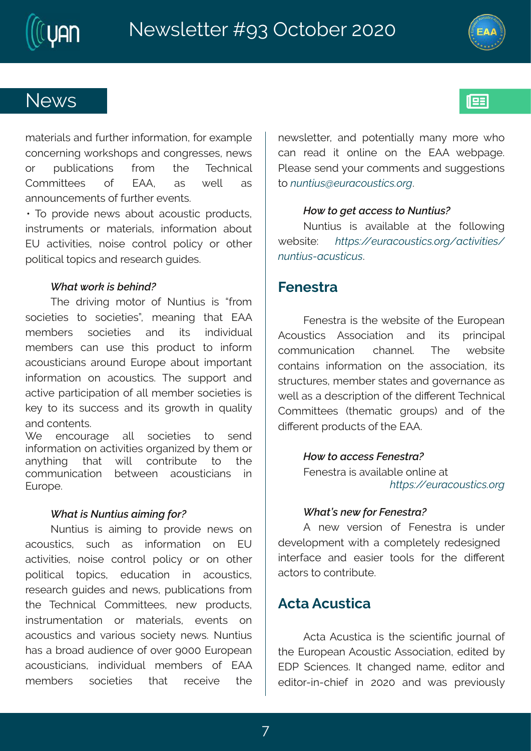## News

materials and further information, for example concerning workshops and congresses, news or publications from the Technical Committees of EAA, as well as announcements of further events.

• To provide news about acoustic products, instruments or materials, information about EU activities, noise control policy or other political topics and research guides.

***What work is behind?***

The driving motor of Nuntius is "from societies to societies", meaning that EAA members societies and its individual members can use this product to inform acousticians around Europe about important information on acoustics. The support and active participation of all member societies is key to its success and its growth in quality and contents.
We encourage all societies to send information on activities organized by them or anything that will contribute to the communication between acousticians in Europe.

***What is Nuntius aiming for?***

Nuntius is aiming to provide news on acoustics, such as information on EU activities, noise control policy or on other political topics, education in acoustics, research guides and news, publications from the Technical Committees, new products, instrumentation or materials, events on acoustics and various society news. Nuntius has a broad audience of over 9000 European acousticians, individual members of EAA members societies that receive the newsletter, and potentially many more who can read it online on the EAA webpage. Please send your comments and suggestions to *nuntius@euracoustics.org*.

***How to get access to Nuntius?***

Nuntius is available at the following website: *https://euracoustics.org/activities/nuntius-acusticus*.

## Fenestra

Fenestra is the website of the European Acoustics Association and its principal communication channel. The website contains information on the association, its structures, member states and governance as well as a description of the different Technical Committees (thematic groups) and of the different products of the EAA.

***How to access Fenestra?***

Fenestra is available online at *https://euracoustics.org*

***What's new for Fenestra?***

A new version of Fenestra is under development with a completely redesigned interface and easier tools for the different actors to contribute.

## Acta Acustica

Acta Acustica is the scientific journal of the European Acoustic Association, edited by EDP Sciences. It changed name, editor and editor-in-chief in 2020 and was previously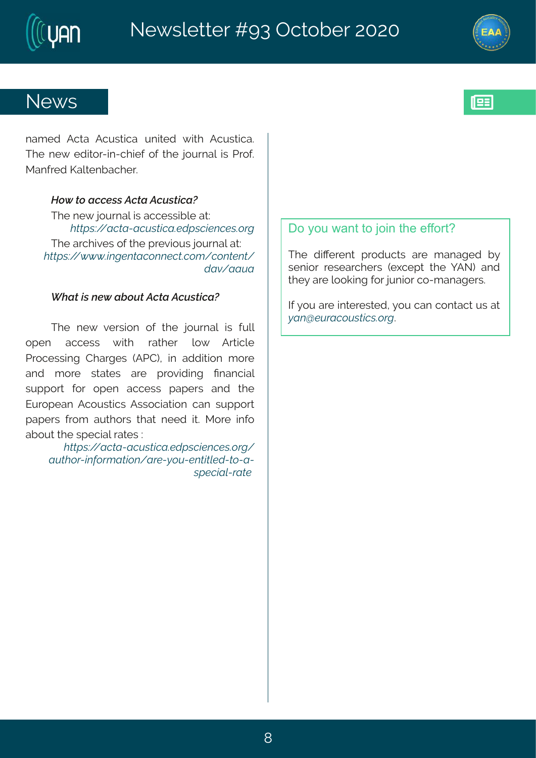## News

named Acta Acustica united with Acustica. The new editor-in-chief of the journal is Prof. Manfred Kaltenbacher.

***How to access Acta Acustica?***

The new journal is accessible at: *https://acta-acustica.edpsciences.org*

The archives of the previous journal at: *https://www.ingentaconnect.com/content/dav/aaua*

***What is new about Acta Acustica?***

The new version of the journal is full open access with rather low Article Processing Charges (APC), in addition more and more states are providing financial support for open access papers and the European Acoustics Association can support papers from authors that need it. More info about the special rates : *https://acta-acustica.edpsciences.org/author-information/are-you-entitled-to-a-special-rate*

### Do you want to join the effort?

The different products are managed by senior researchers (except the YAN) and they are looking for junior co-managers.

If you are interested, you can contact us at *yan@euracoustics.org*.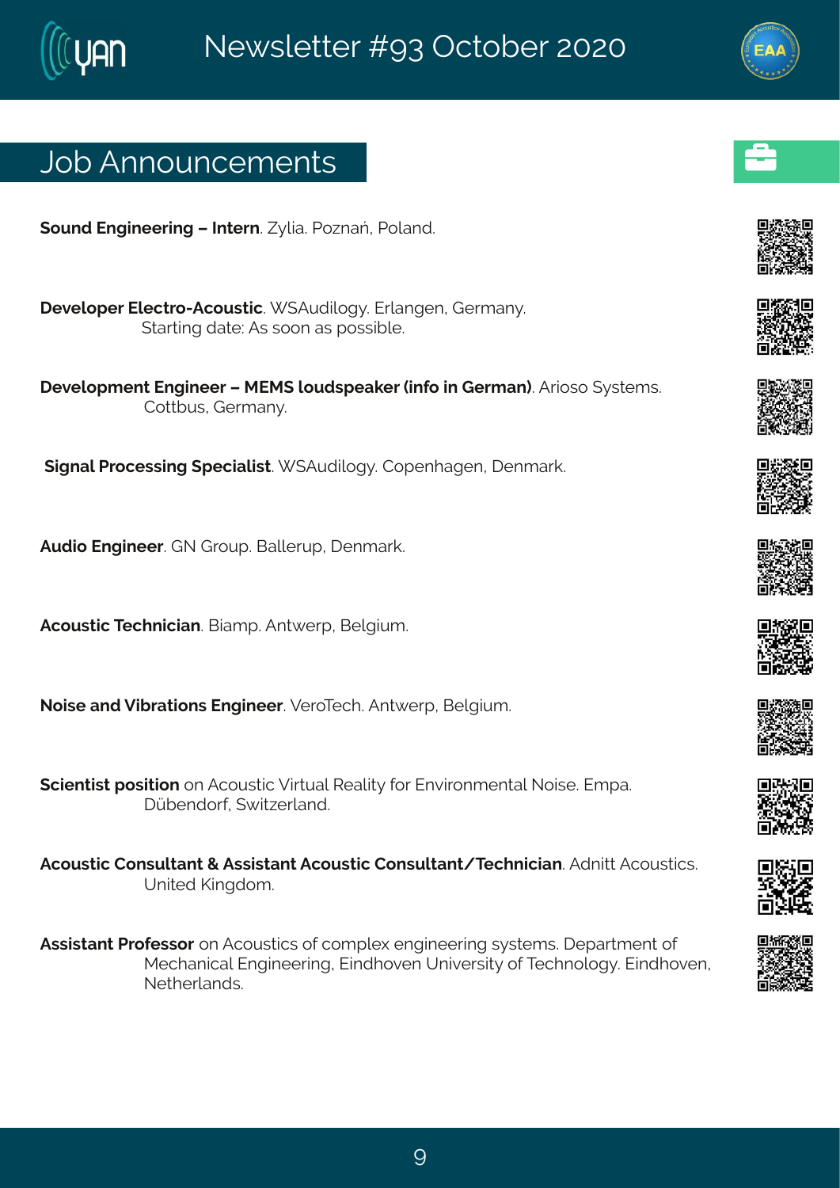## Job Announcements

**Sound Engineering – Intern**. Zylia. Poznań, Poland.

**Developer Electro-Acoustic**. WSAudilogy. Erlangen, Germany. Starting date: As soon as possible.

**Development Engineer – MEMS loudspeaker (info in German)**. Arioso Systems. Cottbus, Germany.

**Signal Processing Specialist**. WSAudilogy. Copenhagen, Denmark.

**Audio Engineer**. GN Group. Ballerup, Denmark.

**Acoustic Technician**. Biamp. Antwerp, Belgium.

**Noise and Vibrations Engineer**. VeroTech. Antwerp, Belgium.

**Scientist position** on Acoustic Virtual Reality for Environmental Noise. Empa. Dübendorf, Switzerland.

**Acoustic Consultant & Assistant Acoustic Consultant/Technician**. Adnitt Acoustics. United Kingdom.

**Assistant Professor** on Acoustics of complex engineering systems. Department of Mechanical Engineering, Eindhoven University of Technology. Eindhoven, Netherlands.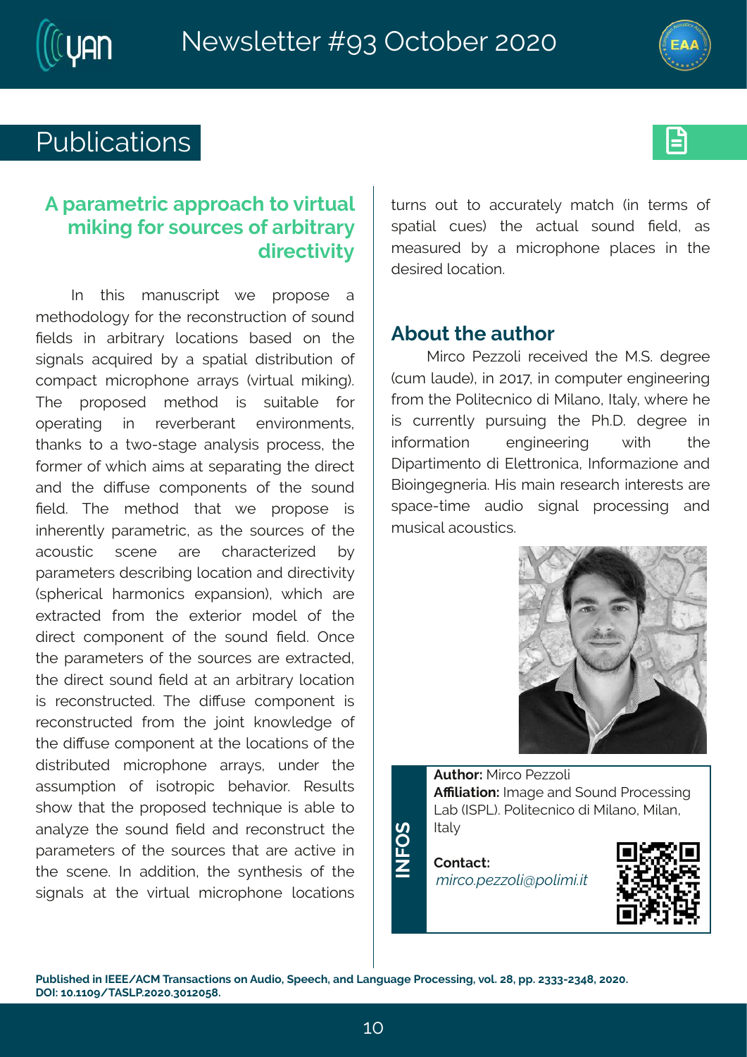# Publications

## A parametric approach to virtual miking for sources of arbitrary directivity

In this manuscript we propose a methodology for the reconstruction of sound fields in arbitrary locations based on the signals acquired by a spatial distribution of compact microphone arrays (virtual miking). The proposed method is suitable for operating in reverberant environments, thanks to a two-stage analysis process, the former of which aims at separating the direct and the diffuse components of the sound field. The method that we propose is inherently parametric, as the sources of the acoustic scene are characterized by parameters describing location and directivity (spherical harmonics expansion), which are extracted from the exterior model of the direct component of the sound field. Once the parameters of the sources are extracted, the direct sound field at an arbitrary location is reconstructed. The diffuse component is reconstructed from the joint knowledge of the diffuse component at the locations of the distributed microphone arrays, under the assumption of isotropic behavior. Results show that the proposed technique is able to analyze the sound field and reconstruct the parameters of the sources that are active in the scene. In addition, the synthesis of the signals at the virtual microphone locations turns out to accurately match (in terms of spatial cues) the actual sound field, as measured by a microphone places in the desired location.

## About the author

Mirco Pezzoli received the M.S. degree (cum laude), in 2017, in computer engineering from the Politecnico di Milano, Italy, where he is currently pursuing the Ph.D. degree in information engineering with the Dipartimento di Elettronica, Informazione and Bioingegneria. His main research interests are space-time audio signal processing and musical acoustics.

**INFOS**

**Author:** Mirco Pezzoli
**Affiliation:** Image and Sound Processing Lab (ISPL). Politecnico di Milano, Milan, Italy

**Contact:**
*mirco.pezzoli@polimi.it*

**Published in IEEE/ACM Transactions on Audio, Speech, and Language Processing, vol. 28, pp. 2333-2348, 2020.**
**DOI: 10.1109/TASLP.2020.3012058.**